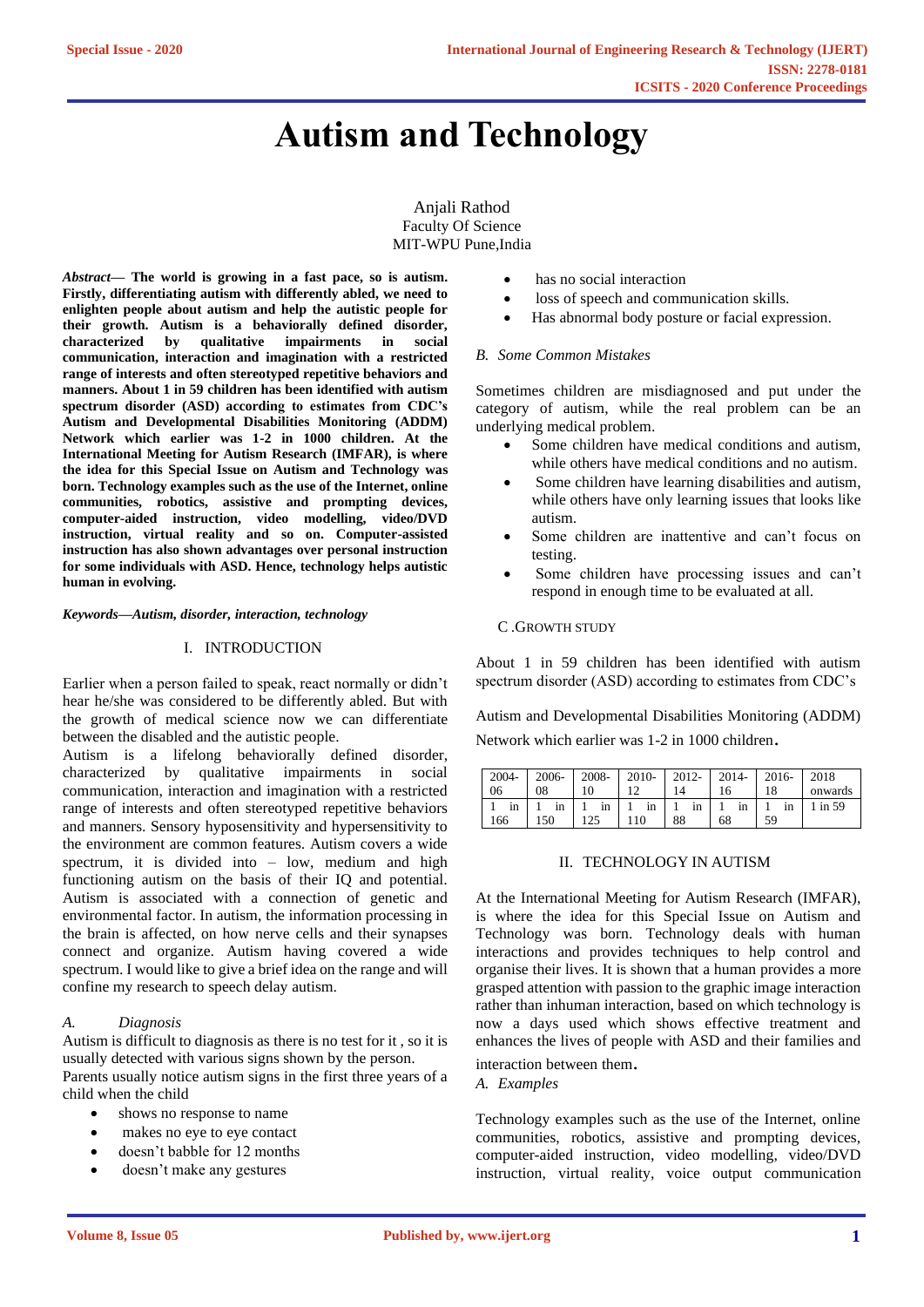# Autism and Technology

Anjali Rathod
Faculty Of Science
MIT-WPU Pune,India

***Abstract*— The world is growing in a fast pace, so is autism. Firstly, differentiating autism with differently abled, we need to enlighten people about autism and help the autistic people for their growth. Autism is a behaviorally defined disorder, characterized by qualitative impairments in social communication, interaction and imagination with a restricted range of interests and often stereotyped repetitive behaviors and manners. About 1 in 59 children has been identified with autism spectrum disorder (ASD) according to estimates from CDC's Autism and Developmental Disabilities Monitoring (ADDM) Network which earlier was 1-2 in 1000 children. At the International Meeting for Autism Research (IMFAR), is where the idea for this Special Issue on Autism and Technology was born. Technology examples such as the use of the Internet, online communities, robotics, assistive and prompting devices, computer-aided instruction, video modelling, video/DVD instruction, virtual reality and so on. Computer-assisted instruction has also shown advantages over personal instruction for some individuals with ASD. Hence, technology helps autistic human in evolving.**

***Keywords—Autism, disorder, interaction, technology***

## I. INTRODUCTION

Earlier when a person failed to speak, react normally or didn't hear he/she was considered to be differently abled. But with the growth of medical science now we can differentiate between the disabled and the autistic people.

Autism is a lifelong behaviorally defined disorder, characterized by qualitative impairments in social communication, interaction and imagination with a restricted range of interests and often stereotyped repetitive behaviors and manners. Sensory hyposensitivity and hypersensitivity to the environment are common features. Autism covers a wide spectrum, it is divided into – low, medium and high functioning autism on the basis of their IQ and potential. Autism is associated with a connection of genetic and environmental factor. In autism, the information processing in the brain is affected, on how nerve cells and their synapses connect and organize. Autism having covered a wide spectrum. I would like to give a brief idea on the range and will confine my research to speech delay autism.

### *A. Diagnosis*

Autism is difficult to diagnosis as there is no test for it , so it is usually detected with various signs shown by the person.

Parents usually notice autism signs in the first three years of a child when the child

- shows no response to name
- makes no eye to eye contact
- doesn't babble for 12 months
- doesn't make any gestures
- has no social interaction
- loss of speech and communication skills.
- Has abnormal body posture or facial expression.

### *B. Some Common Mistakes*

Sometimes children are misdiagnosed and put under the category of autism, while the real problem can be an underlying medical problem.

- Some children have medical conditions and autism, while others have medical conditions and no autism.
- Some children have learning disabilities and autism, while others have only learning issues that looks like autism.
- Some children are inattentive and can't focus on testing.
- Some children have processing issues and can't respond in enough time to be evaluated at all.

### C. Growth Study

About 1 in 59 children has been identified with autism spectrum disorder (ASD) according to estimates from CDC's

Autism and Developmental Disabilities Monitoring (ADDM) Network which earlier was 1-2 in 1000 children.

| 2004-06 | 2006-08 | 2008-10 | 2010-12 | 2012-14 | 2014-16 | 2016-18 | 2018 onwards |
|---|---|---|---|---|---|---|---|
| 1 in 166 | 1 in 150 | 1 in 125 | 1 in 110 | 1 in 88 | 1 in 68 | 1 in 59 | 1 in 59 |

## II. TECHNOLOGY IN AUTISM

At the International Meeting for Autism Research (IMFAR), is where the idea for this Special Issue on Autism and Technology was born. Technology deals with human interactions and provides techniques to help control and organise their lives. It is shown that a human provides a more grasped attention with passion to the graphic image interaction rather than inhuman interaction, based on which technology is now a days used which shows effective treatment and enhances the lives of people with ASD and their families and interaction between them.

### *A. Examples*

Technology examples such as the use of the Internet, online communities, robotics, assistive and prompting devices, computer-aided instruction, video modelling, video/DVD instruction, virtual reality, voice output communication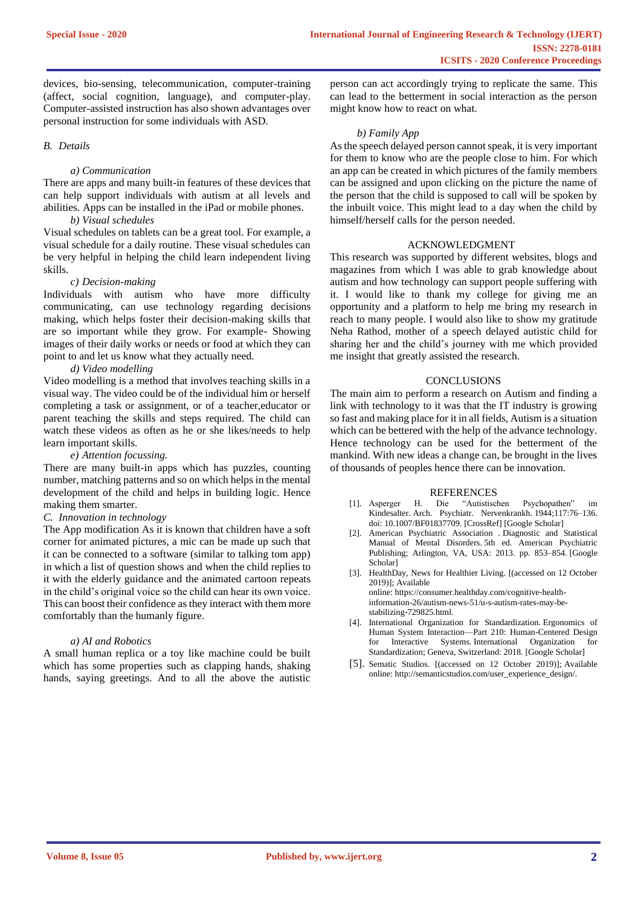devices, bio-sensing, telecommunication, computer-training (affect, social cognition, language), and computer-play. Computer-assisted instruction has also shown advantages over personal instruction for some individuals with ASD.

### *B. Details*

#### *a) Communication*

There are apps and many built-in features of these devices that can help support individuals with autism at all levels and abilities. Apps can be installed in the iPad or mobile phones.

#### *b) Visual schedules*

Visual schedules on tablets can be a great tool. For example, a visual schedule for a daily routine. These visual schedules can be very helpful in helping the child learn independent living skills.

#### *c) Decision-making*

Individuals with autism who have more difficulty communicating, can use technology regarding decisions making, which helps foster their decision-making skills that are so important while they grow. For example- Showing images of their daily works or needs or food at which they can point to and let us know what they actually need.

#### *d) Video modelling*

Video modelling is a method that involves teaching skills in a visual way. The video could be of the individual him or herself completing a task or assignment, or of a teacher,educator or parent teaching the skills and steps required. The child can watch these videos as often as he or she likes/needs to help learn important skills.

#### *e) Attention focussing.*

There are many built-in apps which has puzzles, counting number, matching patterns and so on which helps in the mental development of the child and helps in building logic. Hence making them smarter.

### *C. Innovation in technology*

The App modification As it is known that children have a soft corner for animated pictures, a mic can be made up such that it can be connected to a software (similar to talking tom app) in which a list of question shows and when the child replies to it with the elderly guidance and the animated cartoon repeats in the child's original voice so the child can hear its own voice. This can boost their confidence as they interact with them more comfortably than the humanly figure.

#### *a) AI and Robotics*

A small human replica or a toy like machine could be built which has some properties such as clapping hands, shaking hands, saying greetings. And to all the above the autistic person can act accordingly trying to replicate the same. This can lead to the betterment in social interaction as the person might know how to react on what.

#### *b) Family App*

As the speech delayed person cannot speak, it is very important for them to know who are the people close to him. For which an app can be created in which pictures of the family members can be assigned and upon clicking on the picture the name of the person that the child is supposed to call will be spoken by the inbuilt voice. This might lead to a day when the child by himself/herself calls for the person needed.

## ACKNOWLEDGMENT

This research was supported by different websites, blogs and magazines from which I was able to grab knowledge about autism and how technology can support people suffering with it. I would like to thank my college for giving me an opportunity and a platform to help me bring my research in reach to many people. I would also like to show my gratitude Neha Rathod, mother of a speech delayed autistic child for sharing her and the child's journey with me which provided me insight that greatly assisted the research.

## CONCLUSIONS

The main aim to perform a research on Autism and finding a link with technology to it was that the IT industry is growing so fast and making place for it in all fields, Autism is a situation which can be bettered with the help of the advance technology. Hence technology can be used for the betterment of the mankind. With new ideas a change can, be brought in the lives of thousands of peoples hence there can be innovation.

## REFERENCES

[1]. Asperger H. Die "Autistischen Psychopathen" im Kindesalter. Arch. Psychiatr. Nervenkrankh. 1944;117:76–136. doi: 10.1007/BF01837709. [CrossRef] [Google Scholar]

[2]. American Psychiatric Association . Diagnostic and Statistical Manual of Mental Disorders. 5th ed. American Psychiatric Publishing; Arlington, VA, USA: 2013. pp. 853–854. [Google Scholar]

[3]. HealthDay, News for Healthier Living. [(accessed on 12 October 2019)]; Available online: https://consumer.healthday.com/cognitive-health-information-26/autism-news-51/u-s-autism-rates-may-be-stabilizing-729825.html.

[4]. International Organization for Standardization. Ergonomics of Human System Interaction—Part 210: Human-Centered Design for Interactive Systems. International Organization for Standardization; Geneva, Switzerland: 2018. [Google Scholar]

[5]. Sematic Studios. [(accessed on 12 October 2019)]; Available online: http://semanticstudios.com/user_experience_design/.